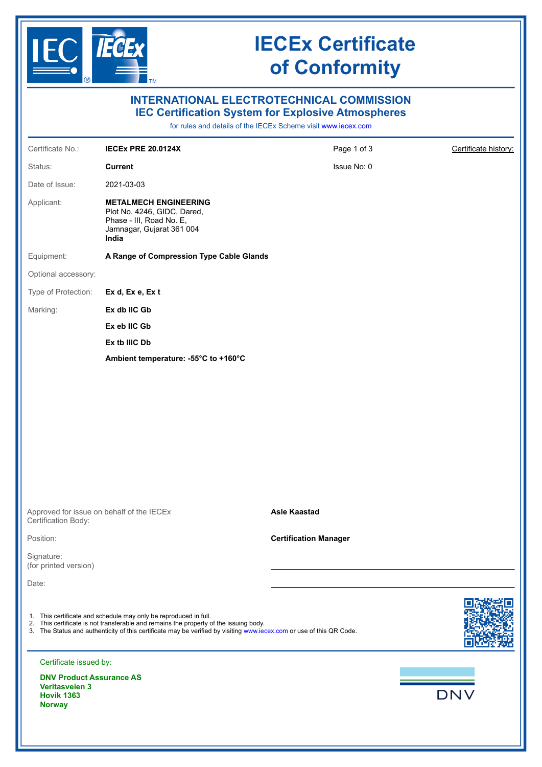# IECEx Certificate of Conformity

## INTERNATIONAL ELECTROTECHNICAL COMMISSION
## IEC Certification System for Explosive Atmospheres

for rules and details of the IECEx Scheme visit www.iecex.com

| | | | |
|---|---|---|---|
| Certificate No.: | **IECEx PRE 20.0124X** | Page 1 of 3 | Certificate history: |
| Status: | **Current** | Issue No: 0 | |
| Date of Issue: | 2021-03-03 | | |

Applicant: **METALMECH ENGINEERING**
Plot No. 4246, GIDC, Dared,
Phase - III, Road No. E,
Jamnagar, Gujarat 361 004
**India**

Equipment: **A Range of Compression Type Cable Glands**

Optional accessory:

Type of Protection: **Ex d, Ex e, Ex t**

Marking:

**Ex db IIC Gb**

**Ex eb IIC Gb**

**Ex tb IIIC Db**

**Ambient temperature: -55°C to +160°C**

Approved for issue on behalf of the IECEx Certification Body: **Asle Kaastad**

Position: **Certification Manager**

Signature:
(for printed version)

Date:

1. This certificate and schedule may only be reproduced in full.
2. This certificate is not transferable and remains the property of the issuing body.
3. The Status and authenticity of this certificate may be verified by visiting www.iecex.com or use of this QR Code.

Certificate issued by:

**DNV Product Assurance AS**
**Veritasveien 3**
**Hovik 1363**
**Norway**

DNV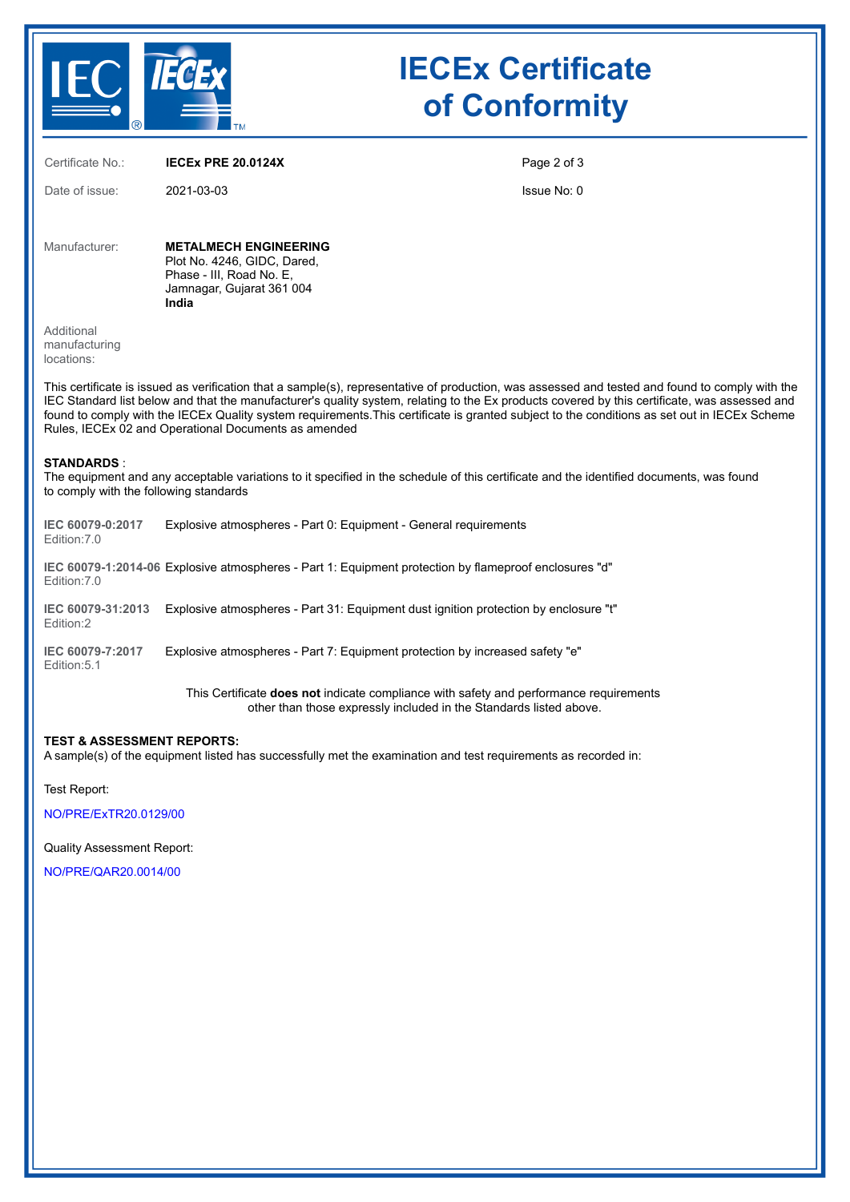# IECEx Certificate of Conformity

| | | |
|---|---|---|
| Certificate No.: | **IECEx PRE 20.0124X** | |
| Date of issue: | 2021-03-03 | Issue No: 0 |

Manufacturer: **METALMECH ENGINEERING**
Plot No. 4246, GIDC, Dared,
Phase - III, Road No. E,
Jamnagar, Gujarat 361 004
**India**

Additional manufacturing locations:

This certificate is issued as verification that a sample(s), representative of production, was assessed and tested and found to comply with the IEC Standard list below and that the manufacturer's quality system, relating to the Ex products covered by this certificate, was assessed and found to comply with the IECEx Quality system requirements.This certificate is granted subject to the conditions as set out in IECEx Scheme Rules, IECEx 02 and Operational Documents as amended

**STANDARDS** :
The equipment and any acceptable variations to it specified in the schedule of this certificate and the identified documents, was found to comply with the following standards

| Standard | Title |
|---|---|
| **IEC 60079-0:2017** Edition:7.0 | Explosive atmospheres - Part 0: Equipment - General requirements |
| **IEC 60079-1:2014-06** Edition:7.0 | Explosive atmospheres - Part 1: Equipment protection by flameproof enclosures "d" |
| **IEC 60079-31:2013** Edition:2 | Explosive atmospheres - Part 31: Equipment dust ignition protection by enclosure "t" |
| **IEC 60079-7:2017** Edition:5.1 | Explosive atmospheres - Part 7: Equipment protection by increased safety "e" |

This Certificate **does not** indicate compliance with safety and performance requirements other than those expressly included in the Standards listed above.

**TEST & ASSESSMENT REPORTS:**
A sample(s) of the equipment listed has successfully met the examination and test requirements as recorded in:

Test Report:

NO/PRE/ExTR20.0129/00

Quality Assessment Report:

NO/PRE/QAR20.0014/00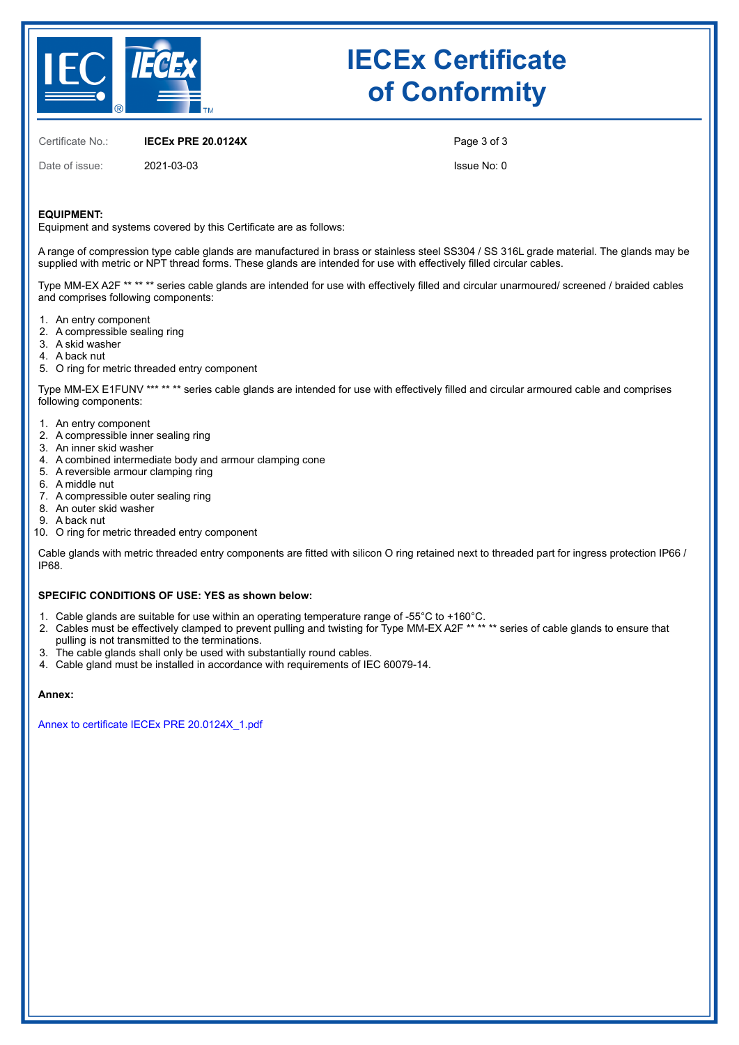# IECEx Certificate of Conformity

Certificate No.: **IECEx PRE 20.0124X**

Date of issue: 2021-03-03

Issue No: 0

**EQUIPMENT:**

Equipment and systems covered by this Certificate are as follows:

A range of compression type cable glands are manufactured in brass or stainless steel SS304 / SS 316L grade material. The glands may be supplied with metric or NPT thread forms. These glands are intended for use with effectively filled circular cables.

Type MM-EX A2F ** ** ** series cable glands are intended for use with effectively filled and circular unarmoured/ screened / braided cables and comprises following components:

1. An entry component
2. A compressible sealing ring
3. A skid washer
4. A back nut
5. O ring for metric threaded entry component

Type MM-EX E1FUNV *** ** ** series cable glands are intended for use with effectively filled and circular armoured cable and comprises following components:

1. An entry component
2. A compressible inner sealing ring
3. An inner skid washer
4. A combined intermediate body and armour clamping cone
5. A reversible armour clamping ring
6. A middle nut
7. A compressible outer sealing ring
8. An outer skid washer
9. A back nut
10. O ring for metric threaded entry component

Cable glands with metric threaded entry components are fitted with silicon O ring retained next to threaded part for ingress protection IP66 / IP68.

**SPECIFIC CONDITIONS OF USE: YES as shown below:**

1. Cable glands are suitable for use within an operating temperature range of -55°C to +160°C.
2. Cables must be effectively clamped to prevent pulling and twisting for Type MM-EX A2F ** ** ** series of cable glands to ensure that pulling is not transmitted to the terminations.
3. The cable glands shall only be used with substantially round cables.
4. Cable gland must be installed in accordance with requirements of IEC 60079-14.

**Annex:**

Annex to certificate IECEx PRE 20.0124X_1.pdf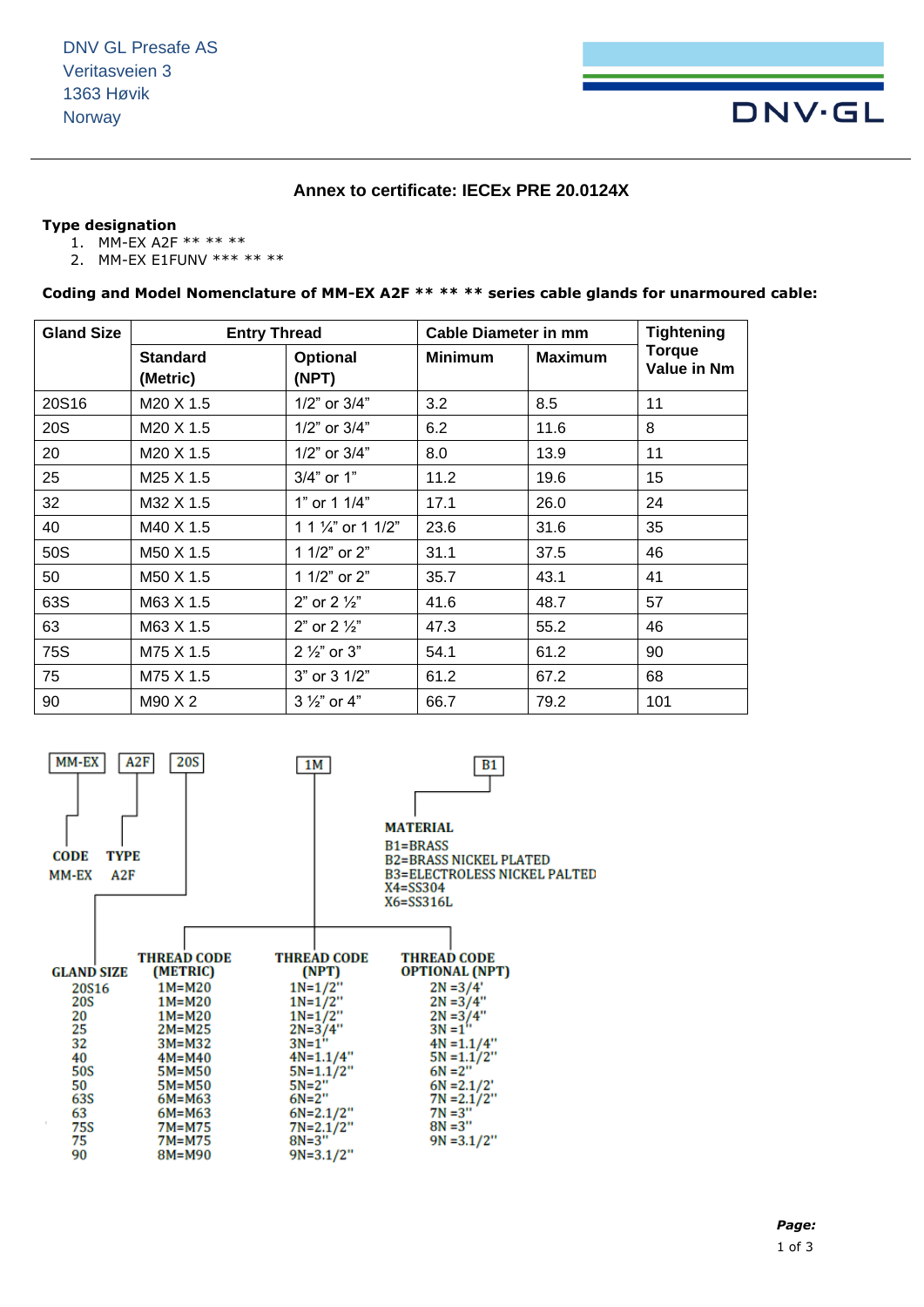DNV GL Presafe AS
Veritasveien 3
1363 Høvik
Norway

## Annex to certificate: IECEx PRE 20.0124X

**Type designation**

1. MM-EX A2F ** ** **
2. MM-EX E1FUNV *** ** **

**Coding and Model Nomenclature of MM-EX A2F ** ** ** series cable glands for unarmoured cable:**

| Gland Size | Entry Thread | | Cable Diameter in mm | | Tightening Torque Value in Nm |
|---|---|---|---|---|---|
| | Standard (Metric) | Optional (NPT) | Minimum | Maximum | |
| 20S16 | M20 X 1.5 | 1/2” or 3/4” | 3.2 | 8.5 | 11 |
| 20S | M20 X 1.5 | 1/2” or 3/4” | 6.2 | 11.6 | 8 |
| 20 | M20 X 1.5 | 1/2” or 3/4” | 8.0 | 13.9 | 11 |
| 25 | M25 X 1.5 | 3/4” or 1” | 11.2 | 19.6 | 15 |
| 32 | M32 X 1.5 | 1” or 1 1/4” | 17.1 | 26.0 | 24 |
| 40 | M40 X 1.5 | 1 1 ¼” or 1 1/2” | 23.6 | 31.6 | 35 |
| 50S | M50 X 1.5 | 1 1/2” or 2” | 31.1 | 37.5 | 46 |
| 50 | M50 X 1.5 | 1 1/2” or 2” | 35.7 | 43.1 | 41 |
| 63S | M63 X 1.5 | 2” or 2 ½” | 41.6 | 48.7 | 57 |
| 63 | M63 X 1.5 | 2” or 2 ½” | 47.3 | 55.2 | 46 |
| 75S | M75 X 1.5 | 2 ½” or 3” | 54.1 | 61.2 | 90 |
| 75 | M75 X 1.5 | 3” or 3 1/2” | 61.2 | 67.2 | 68 |
| 90 | M90 X 2 | 3 ½” or 4” | 66.7 | 79.2 | 101 |

MM-EX | A2F | 20S | 1M | B1

**CODE**
MM-EX

**TYPE**
A2F

**MATERIAL**
B1=BRASS
B2=BRASS NICKEL PLATED
B3=ELECTROLESS NICKEL PALTED
X4=SS304
X6=SS316L

| GLAND SIZE | THREAD CODE (METRIC) | THREAD CODE (NPT) | THREAD CODE OPTIONAL (NPT) |
|---|---|---|---|
| 20S16 | 1M=M20 | 1N=1/2" | 2N =3/4' |
| 20S | 1M=M20 | 1N=1/2" | 2N =3/4" |
| 20 | 1M=M20 | 1N=1/2" | 2N =3/4" |
| 25 | 2M=M25 | 2N=3/4" | 3N =1" |
| 32 | 3M=M32 | 3N=1" | 4N =1.1/4" |
| 40 | 4M=M40 | 4N=1.1/4" | 5N =1.1/2" |
| 50S | 5M=M50 | 5N=1.1/2" | 6N =2" |
| 50 | 5M=M50 | 5N=2" | 6N =2.1/2' |
| 63S | 6M=M63 | 6N=2" | 7N =2.1/2" |
| 63 | 6M=M63 | 6N=2.1/2" | 7N =3" |
| 75S | 7M=M75 | 7N=2.1/2" | 8N =3" |
| 75 | 7M=M75 | 8N=3" | 9N =3.1/2" |
| 90 | 8M=M90 | 9N=3.1/2" | |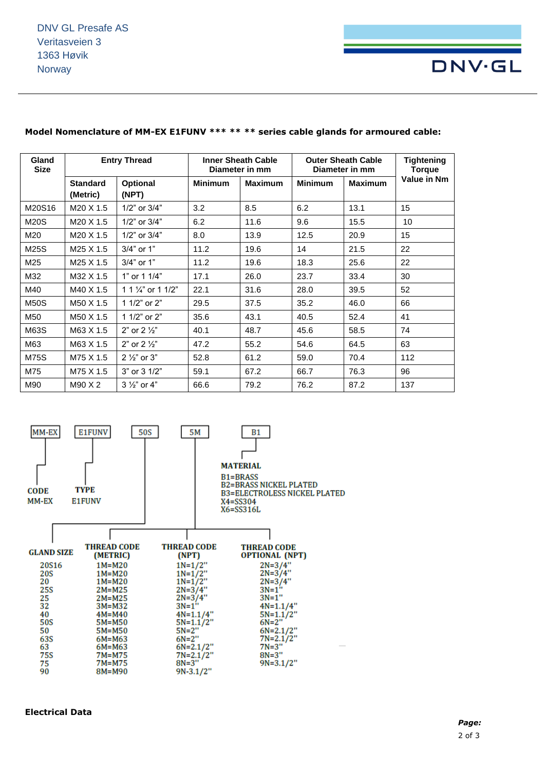DNV GL Presafe AS
Veritasveien 3
1363 Høvik
Norway

**Model Nomenclature of MM-EX E1FUNV *** ** ** series cable glands for armoured cable:**

| Gland Size | Entry Thread | | Inner Sheath Cable Diameter in mm | | Outer Sheath Cable Diameter in mm | | Tightening Torque Value in Nm |
|---|---|---|---|---|---|---|---|
| | Standard (Metric) | Optional (NPT) | Minimum | Maximum | Minimum | Maximum | |
| M20S16 | M20 X 1.5 | 1/2" or 3/4" | 3.2 | 8.5 | 6.2 | 13.1 | 15 |
| M20S | M20 X 1.5 | 1/2" or 3/4" | 6.2 | 11.6 | 9.6 | 15.5 | 10 |
| M20 | M20 X 1.5 | 1/2" or 3/4" | 8.0 | 13.9 | 12.5 | 20.9 | 15 |
| M25S | M25 X 1.5 | 3/4" or 1" | 11.2 | 19.6 | 14 | 21.5 | 22 |
| M25 | M25 X 1.5 | 3/4" or 1" | 11.2 | 19.6 | 18.3 | 25.6 | 22 |
| M32 | M32 X 1.5 | 1" or 1 1/4" | 17.1 | 26.0 | 23.7 | 33.4 | 30 |
| M40 | M40 X 1.5 | 1 1 ¼" or 1 1/2" | 22.1 | 31.6 | 28.0 | 39.5 | 52 |
| M50S | M50 X 1.5 | 1 1/2" or 2" | 29.5 | 37.5 | 35.2 | 46.0 | 66 |
| M50 | M50 X 1.5 | 1 1/2" or 2" | 35.6 | 43.1 | 40.5 | 52.4 | 41 |
| M63S | M63 X 1.5 | 2" or 2 ½" | 40.1 | 48.7 | 45.6 | 58.5 | 74 |
| M63 | M63 X 1.5 | 2" or 2 ½" | 47.2 | 55.2 | 54.6 | 64.5 | 63 |
| M75S | M75 X 1.5 | 2 ½" or 3" | 52.8 | 61.2 | 59.0 | 70.4 | 112 |
| M75 | M75 X 1.5 | 3" or 3 1/2" | 59.1 | 67.2 | 66.7 | 76.3 | 96 |
| M90 | M90 X 2 | 3 ½" or 4" | 66.6 | 79.2 | 76.2 | 87.2 | 137 |

MM-EX | E1FUNV | 50S | 5M | B1

**CODE**
MM-EX

**TYPE**
E1FUNV

**MATERIAL**
B1=BRASS
B2=BRASS NICKEL PLATED
B3=ELECTROLESS NICKEL PLATED
X4=SS304
X6=SS316L

| GLAND SIZE | THREAD CODE (METRIC) | THREAD CODE (NPT) | THREAD CODE OPTIONAL (NPT) |
|---|---|---|---|
| 20S16 | 1M=M20 | 1N=1/2" | 2N=3/4" |
| 20S | 1M=M20 | 1N=1/2" | 2N=3/4" |
| 20 | 1M=M20 | 1N=1/2" | 2N=3/4" |
| 25S | 2M=M25 | 2N=3/4" | 3N=1" |
| 25 | 2M=M25 | 2N=3/4" | 3N=1" |
| 32 | 3M=M32 | 3N=1" | 4N=1.1/4" |
| 40 | 4M=M40 | 4N=1.1/4" | 5N=1.1/2" |
| 50S | 5M=M50 | 5N=1.1/2" | 6N=2" |
| 50 | 5M=M50 | 5N=2" | 6N=2.1/2" |
| 63S | 6M=M63 | 6N=2" | 7N=2.1/2" |
| 63 | 6M=M63 | 6N=2.1/2" | 7N=3" |
| 75S | 7M=M75 | 7N=2.1/2" | 8N=3" |
| 75 | 7M=M75 | 8N=3" | 9N=3.1/2" |
| 90 | 8M=M90 | 9N-3.1/2" | |

**Electrical Data**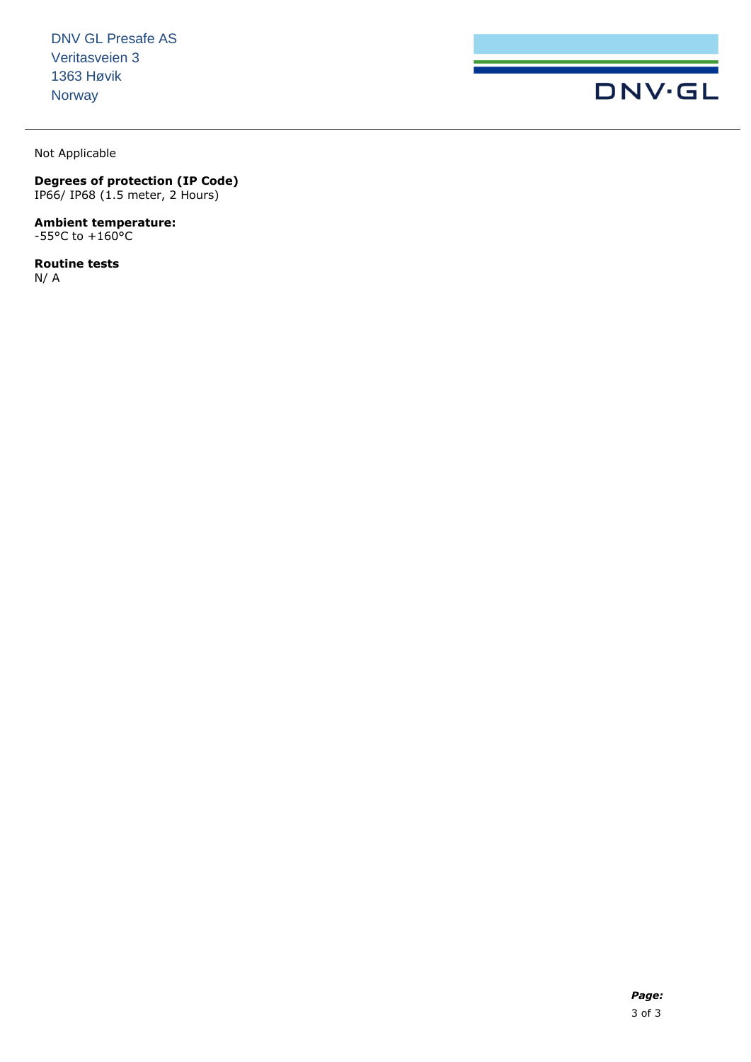Not Applicable

**Degrees of protection (IP Code)**
IP66/ IP68 (1.5 meter, 2 Hours)

**Ambient temperature:**
-55°C to +160°C

**Routine tests**
N/ A